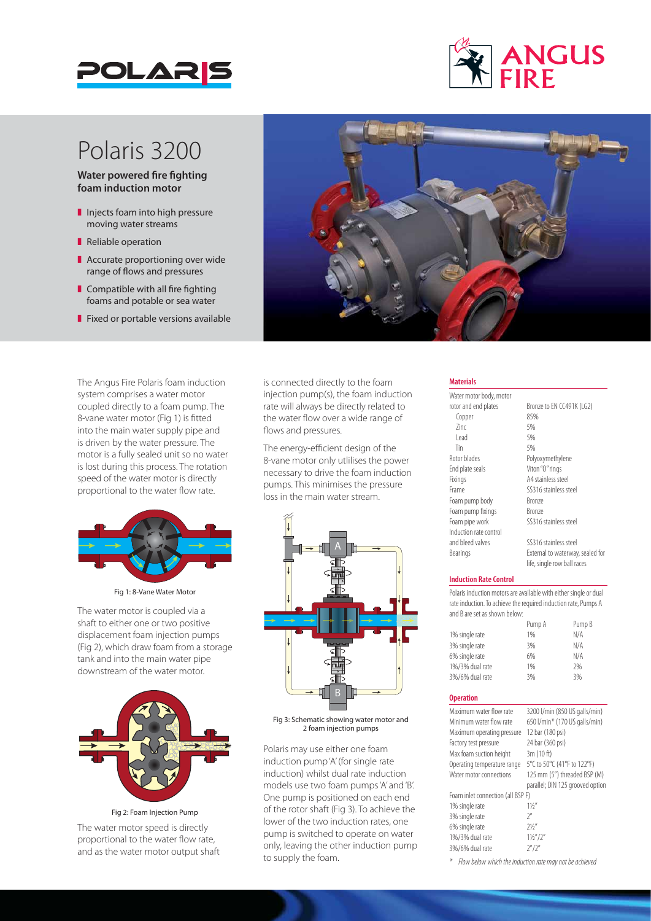# Polaris 3200

**Water powered fire fighting foam induction motor**

- Injects foam into high pressure moving water streams
- Reliable operation
- Accurate proportioning over wide range of flows and pressures
- Compatible with all fire fighting foams and potable or sea water
- Fixed or portable versions available

The Angus Fire Polaris foam induction system comprises a water motor coupled directly to a foam pump. The 8-vane water motor (Fig 1) is fitted into the main water supply pipe and is driven by the water pressure. The motor is a fully sealed unit so no water is lost during this process. The rotation speed of the water motor is directly proportional to the water flow rate.

Fig 1: 8-Vane Water Motor

The water motor is coupled via a shaft to either one or two positive displacement foam injection pumps (Fig 2), which draw foam from a storage tank and into the main water pipe downstream of the water motor.

Fig 2: Foam Injection Pump

The water motor speed is directly proportional to the water flow rate, and as the water motor output shaft is connected directly to the foam injection pump(s), the foam induction rate will always be directly related to the water flow over a wide range of flows and pressures.

The energy-efficient design of the 8-vane motor only utlilises the power necessary to drive the foam induction pumps. This minimises the pressure loss in the main water stream.

Fig 3: Schematic showing water motor and 2 foam injection pumps

Polaris may use either one foam induction pump 'A' (for single rate induction) whilst dual rate induction models use two foam pumps 'A' and 'B'. One pump is positioned on each end of the rotor shaft (Fig 3). To achieve the lower of the two induction rates, one pump is switched to operate on water only, leaving the other induction pump to supply the foam.

### Materials

| | |
|---|---|
| Water motor body, motor rotor and end plates | Bronze to EN CC491K (LG2) |
| Copper | 85% |
| Zinc | 5% |
| Lead | 5% |
| Tin | 5% |
| Rotor blades | Polyoxymethylene |
| End plate seals | Viton "O" rings |
| Fixings | A4 stainless steel |
| Frame | SS316 stainless steel |
| Foam pump body | Bronze |
| Foam pump fixings | Bronze |
| Foam pipe work | SS316 stainless steel |
| Induction rate control and bleed valves | SS316 stainless steel |
| Bearings | External to waterway, sealed for life, single row ball races |

### Induction Rate Control

Polaris induction motors are available with either single or dual rate induction. To achieve the required induction rate, Pumps A and B are set as shown below:

| | Pump A | Pump B |
|---|---|---|
| 1% single rate | 1% | N/A |
| 3% single rate | 3% | N/A |
| 6% single rate | 6% | N/A |
| 1%/3% dual rate | 1% | 2% |
| 3%/6% dual rate | 3% | 3% |

### Operation

| | |
|---|---|
| Maximum water flow rate | 3200 l/min (850 US galls/min) |
| Minimum water flow rate | 650 l/min* (170 US galls/min) |
| Maximum operating pressure | 12 bar (180 psi) |
| Factory test pressure | 24 bar (360 psi) |
| Max foam suction height | 3m (10 ft) |
| Operating temperature range | 5°C to 50°C (41°F to 122°F) |
| Water motor connections | 125 mm (5") threaded BSP (M) parallel; DIN 125 grooved option |
| Foam inlet connection (all BSP F) | |
| 1% single rate | 1½" |
| 3% single rate | 2" |
| 6% single rate | 2½" |
| 1%/3% dual rate | 1½"/2" |
| 3%/6% dual rate | 2"/2" |

*Flow below which the induction rate may not be achieved*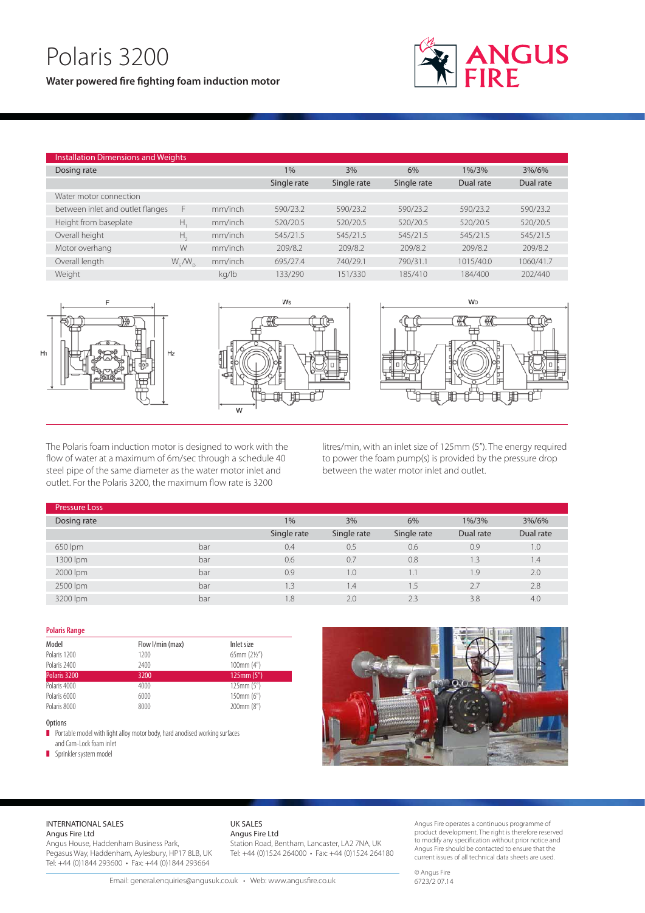# Polaris 3200

**Water powered fire fighting foam induction motor**

| Installation Dimensions and Weights | | | | | | | |
|---|---|---|---|---|---|---|---|
| Dosing rate | | | 1% | 3% | 6% | 1%/3% | 3%/6% |
| | | | Single rate | Single rate | Single rate | Dual rate | Dual rate |
| Water motor connection | | | | | | | |
| between inlet and outlet flanges | F | mm/inch | 590/23.2 | 590/23.2 | 590/23.2 | 590/23.2 | 590/23.2 |
| Height from baseplate | $H_1$ | mm/inch | 520/20.5 | 520/20.5 | 520/20.5 | 520/20.5 | 520/20.5 |
| Overall height | $H_2$ | mm/inch | 545/21.5 | 545/21.5 | 545/21.5 | 545/21.5 | 545/21.5 |
| Motor overhang | W | mm/inch | 209/8.2 | 209/8.2 | 209/8.2 | 209/8.2 | 209/8.2 |
| Overall length | $W_S/W_D$ | mm/inch | 695/27.4 | 740/29.1 | 790/31.1 | 1015/40.0 | 1060/41.7 |
| Weight | | kg/lb | 133/290 | 151/330 | 185/410 | 184/400 | 202/440 |

F
H1
H2
Ws
W
Wd

The Polaris foam induction motor is designed to work with the flow of water at a maximum of 6m/sec through a schedule 40 steel pipe of the same diameter as the water motor inlet and outlet. For the Polaris 3200, the maximum flow rate is 3200 litres/min, with an inlet size of 125mm (5"). The energy required to power the foam pump(s) is provided by the pressure drop between the water motor inlet and outlet.

| Pressure Loss | | | | | | |
|---|---|---|---|---|---|---|
| Dosing rate | | 1% | 3% | 6% | 1%/3% | 3%/6% |
| | | Single rate | Single rate | Single rate | Dual rate | Dual rate |
| 650 lpm | bar | 0.4 | 0.5 | 0.6 | 0.9 | 1.0 |
| 1300 lpm | bar | 0.6 | 0.7 | 0.8 | 1.3 | 1.4 |
| 2000 lpm | bar | 0.9 | 1.0 | 1.1 | 1.9 | 2.0 |
| 2500 lpm | bar | 1.3 | 1.4 | 1.5 | 2.7 | 2.8 |
| 3200 lpm | bar | 1.8 | 2.0 | 2.3 | 3.8 | 4.0 |

### Polaris Range

| Model | Flow l/min (max) | Inlet size |
|---|---|---|
| Polaris 1200 | 1200 | 65mm (2½") |
| Polaris 2400 | 2400 | 100mm (4") |
| Polaris 3200 | 3200 | 125mm (5") |
| Polaris 4000 | 4000 | 125mm (5") |
| Polaris 6000 | 6000 | 150mm (6") |
| Polaris 8000 | 8000 | 200mm (8") |

**Options**

- Portable model with light alloy motor body, hard anodised working surfaces and Cam-Lock foam inlet
- Sprinkler system model

INTERNATIONAL SALES
Angus Fire Ltd
Angus House, Haddenham Business Park,
Pegasus Way, Haddenham, Aylesbury, HP17 8LB, UK
Tel: +44 (0)1844 293600 • Fax: +44 (0)1844 293664

UK SALES
Angus Fire Ltd
Station Road, Bentham, Lancaster, LA2 7NA, UK
Tel: +44 (0)1524 264000 • Fax: +44 (0)1524 264180

Angus Fire operates a continuous programme of product development. The right is therefore reserved to modify any specification without prior notice and Angus Fire should be contacted to ensure that the current issues of all technical data sheets are used.

Email: general.enquiries@angusuk.co.uk • Web: www.angusfire.co.uk

© Angus Fire
6723/2 07.14